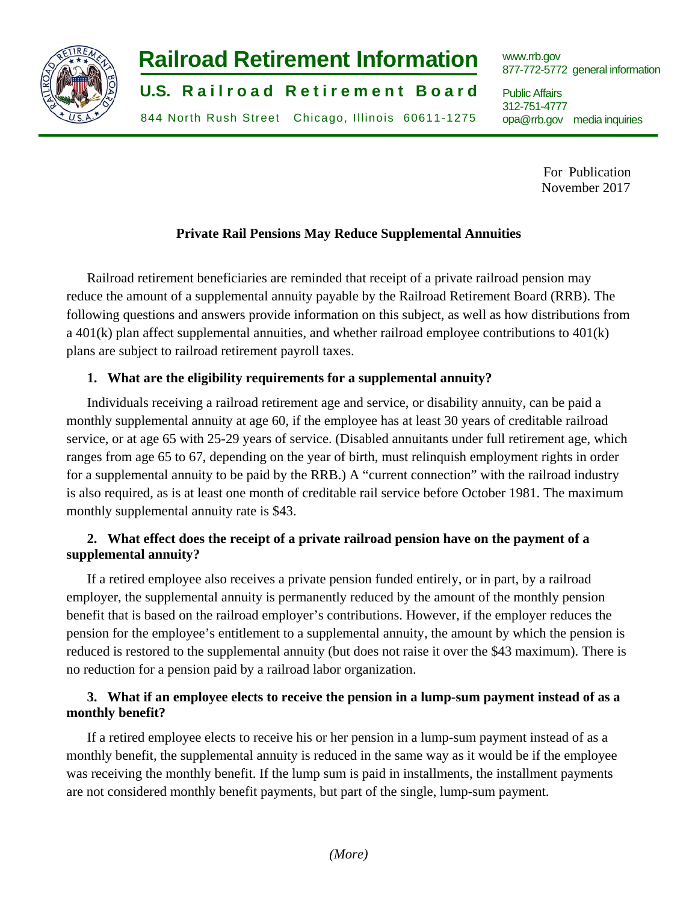# Railroad Retirement Information

**U.S. Railroad Retirement Board**

844 North Rush Street Chicago, Illinois 60611-1275

www.rrb.gov
877-772-5772 general information

Public Affairs
312-751-4777
opa@rrb.gov media inquiries

For Publication
November 2017

## Private Rail Pensions May Reduce Supplemental Annuities

Railroad retirement beneficiaries are reminded that receipt of a private railroad pension may reduce the amount of a supplemental annuity payable by the Railroad Retirement Board (RRB). The following questions and answers provide information on this subject, as well as how distributions from a 401(k) plan affect supplemental annuities, and whether railroad employee contributions to 401(k) plans are subject to railroad retirement payroll taxes.

### 1. What are the eligibility requirements for a supplemental annuity?

Individuals receiving a railroad retirement age and service, or disability annuity, can be paid a monthly supplemental annuity at age 60, if the employee has at least 30 years of creditable railroad service, or at age 65 with 25-29 years of service. (Disabled annuitants under full retirement age, which ranges from age 65 to 67, depending on the year of birth, must relinquish employment rights in order for a supplemental annuity to be paid by the RRB.) A "current connection" with the railroad industry is also required, as is at least one month of creditable rail service before October 1981. The maximum monthly supplemental annuity rate is $43.

### 2. What effect does the receipt of a private railroad pension have on the payment of a supplemental annuity?

If a retired employee also receives a private pension funded entirely, or in part, by a railroad employer, the supplemental annuity is permanently reduced by the amount of the monthly pension benefit that is based on the railroad employer's contributions. However, if the employer reduces the pension for the employee's entitlement to a supplemental annuity, the amount by which the pension is reduced is restored to the supplemental annuity (but does not raise it over the $43 maximum). There is no reduction for a pension paid by a railroad labor organization.

### 3. What if an employee elects to receive the pension in a lump-sum payment instead of as a monthly benefit?

If a retired employee elects to receive his or her pension in a lump-sum payment instead of as a monthly benefit, the supplemental annuity is reduced in the same way as it would be if the employee was receiving the monthly benefit. If the lump sum is paid in installments, the installment payments are not considered monthly benefit payments, but part of the single, lump-sum payment.

*(More)*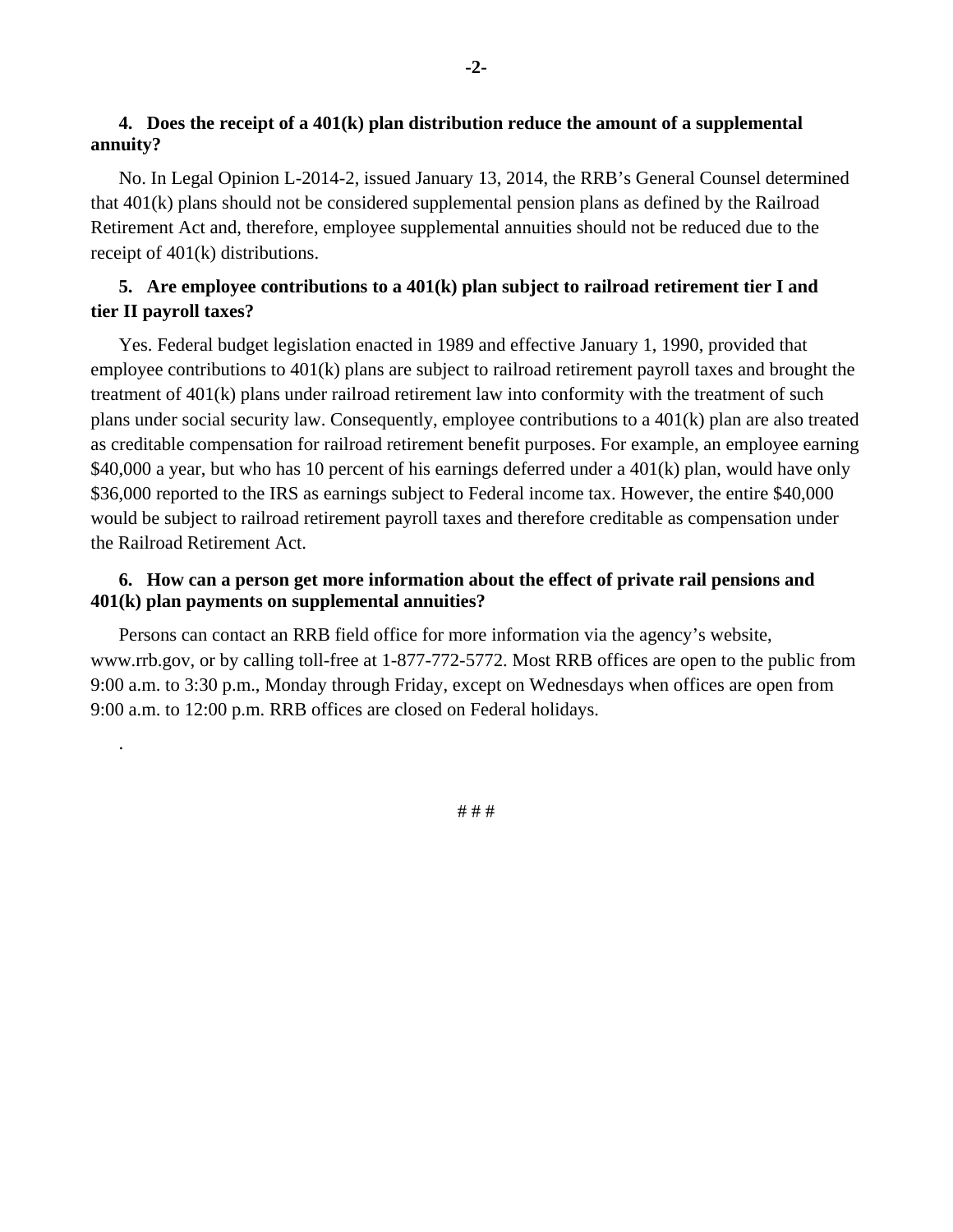**4. Does the receipt of a 401(k) plan distribution reduce the amount of a supplemental annuity?**

No. In Legal Opinion L-2014-2, issued January 13, 2014, the RRB's General Counsel determined that 401(k) plans should not be considered supplemental pension plans as defined by the Railroad Retirement Act and, therefore, employee supplemental annuities should not be reduced due to the receipt of 401(k) distributions.

**5. Are employee contributions to a 401(k) plan subject to railroad retirement tier I and tier II payroll taxes?**

Yes. Federal budget legislation enacted in 1989 and effective January 1, 1990, provided that employee contributions to 401(k) plans are subject to railroad retirement payroll taxes and brought the treatment of 401(k) plans under railroad retirement law into conformity with the treatment of such plans under social security law. Consequently, employee contributions to a 401(k) plan are also treated as creditable compensation for railroad retirement benefit purposes. For example, an employee earning $40,000 a year, but who has 10 percent of his earnings deferred under a 401(k) plan, would have only $36,000 reported to the IRS as earnings subject to Federal income tax. However, the entire $40,000 would be subject to railroad retirement payroll taxes and therefore creditable as compensation under the Railroad Retirement Act.

**6. How can a person get more information about the effect of private rail pensions and 401(k) plan payments on supplemental annuities?**

Persons can contact an RRB field office for more information via the agency's website, www.rrb.gov, or by calling toll-free at 1-877-772-5772. Most RRB offices are open to the public from 9:00 a.m. to 3:30 p.m., Monday through Friday, except on Wednesdays when offices are open from 9:00 a.m. to 12:00 p.m. RRB offices are closed on Federal holidays.

.

# # #